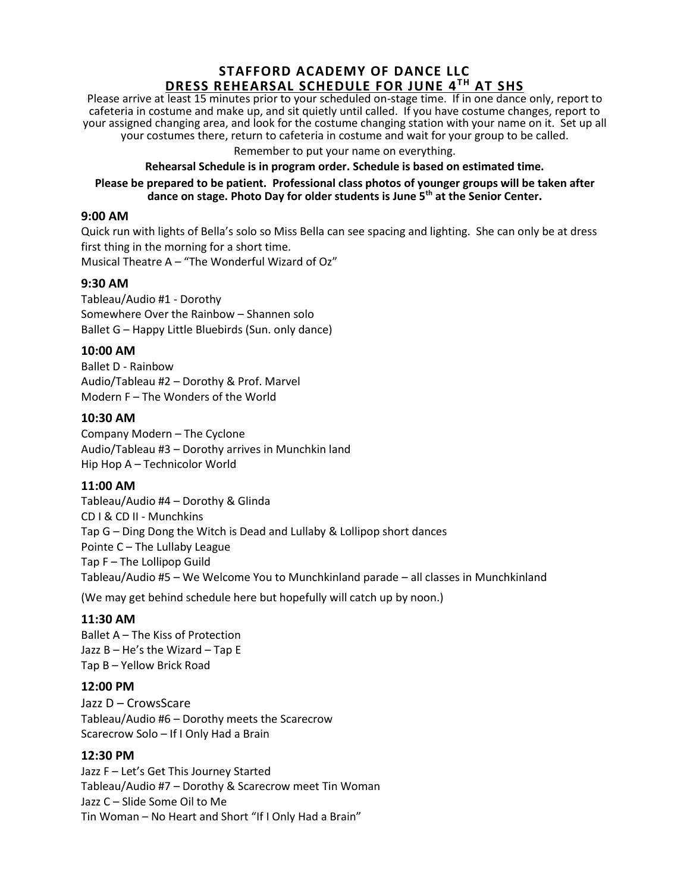# STAFFORD ACADEMY OF DANCE LLC

## DRESS REHEARSAL SCHEDULE FOR JUNE 4TH AT SHS

Please arrive at least 15 minutes prior to your scheduled on-stage time. If in one dance only, report to cafeteria in costume and make up, and sit quietly until called. If you have costume changes, report to your assigned changing area, and look for the costume changing station with your name on it. Set up all your costumes there, return to cafeteria in costume and wait for your group to be called.

Remember to put your name on everything.

**Rehearsal Schedule is in program order. Schedule is based on estimated time.**

**Please be prepared to be patient. Professional class photos of younger groups will be taken after dance on stage. Photo Day for older students is June 5th at the Senior Center.**

### 9:00 AM

Quick run with lights of Bella's solo so Miss Bella can see spacing and lighting. She can only be at dress first thing in the morning for a short time.

Musical Theatre A – "The Wonderful Wizard of Oz"

### 9:30 AM

Tableau/Audio #1 - Dorothy

Somewhere Over the Rainbow – Shannen solo

Ballet G – Happy Little Bluebirds (Sun. only dance)

### 10:00 AM

Ballet D - Rainbow

Audio/Tableau #2 – Dorothy & Prof. Marvel

Modern F – The Wonders of the World

### 10:30 AM

Company Modern – The Cyclone

Audio/Tableau #3 – Dorothy arrives in Munchkin land

Hip Hop A – Technicolor World

### 11:00 AM

Tableau/Audio #4 – Dorothy & Glinda

CD I & CD II - Munchkins

Tap G – Ding Dong the Witch is Dead and Lullaby & Lollipop short dances

Pointe C – The Lullaby League

Tap F – The Lollipop Guild

Tableau/Audio #5 – We Welcome You to Munchkinland parade – all classes in Munchkinland

(We may get behind schedule here but hopefully will catch up by noon.)

### 11:30 AM

Ballet A – The Kiss of Protection

Jazz B – He's the Wizard – Tap E

Tap B – Yellow Brick Road

### 12:00 PM

Jazz D – CrowsScare

Tableau/Audio #6 – Dorothy meets the Scarecrow

Scarecrow Solo – If I Only Had a Brain

### 12:30 PM

Jazz F – Let's Get This Journey Started

Tableau/Audio #7 – Dorothy & Scarecrow meet Tin Woman

Jazz C – Slide Some Oil to Me

Tin Woman – No Heart and Short "If I Only Had a Brain"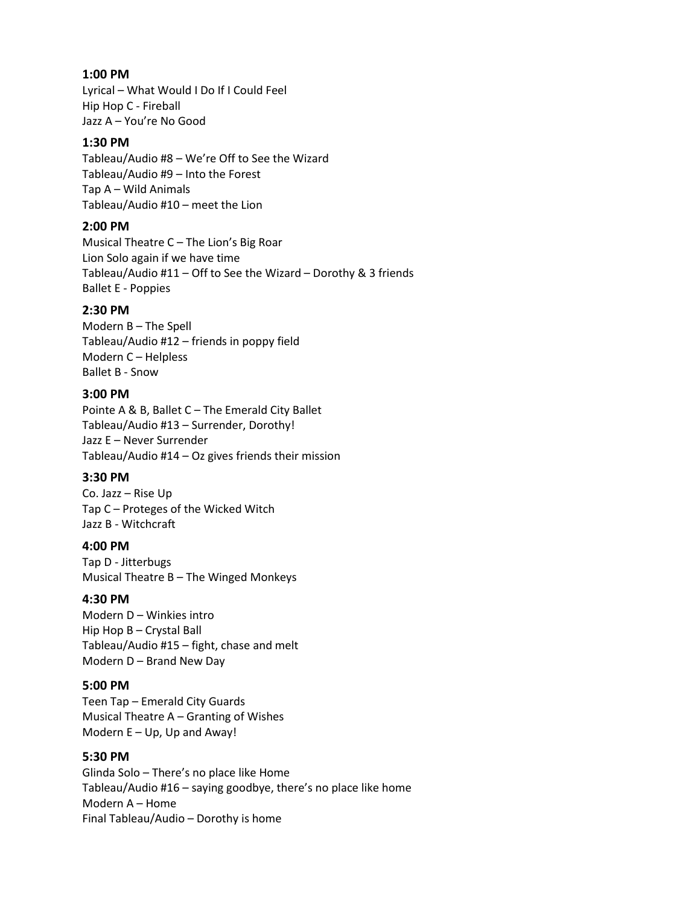**1:00 PM**

Lyrical – What Would I Do If I Could Feel
Hip Hop C - Fireball
Jazz A – You're No Good

**1:30 PM**

Tableau/Audio #8 – We're Off to See the Wizard
Tableau/Audio #9 – Into the Forest
Tap A – Wild Animals
Tableau/Audio #10 – meet the Lion

**2:00 PM**

Musical Theatre C – The Lion's Big Roar
Lion Solo again if we have time
Tableau/Audio #11 – Off to See the Wizard – Dorothy & 3 friends
Ballet E - Poppies

**2:30 PM**

Modern B – The Spell
Tableau/Audio #12 – friends in poppy field
Modern C – Helpless
Ballet B - Snow

**3:00 PM**

Pointe A & B, Ballet C – The Emerald City Ballet
Tableau/Audio #13 – Surrender, Dorothy!
Jazz E – Never Surrender
Tableau/Audio #14 – Oz gives friends their mission

**3:30 PM**

Co. Jazz – Rise Up
Tap C – Proteges of the Wicked Witch
Jazz B - Witchcraft

**4:00 PM**

Tap D - Jitterbugs
Musical Theatre B – The Winged Monkeys

**4:30 PM**

Modern D – Winkies intro
Hip Hop B – Crystal Ball
Tableau/Audio #15 – fight, chase and melt
Modern D – Brand New Day

**5:00 PM**

Teen Tap – Emerald City Guards
Musical Theatre A – Granting of Wishes
Modern E – Up, Up and Away!

**5:30 PM**

Glinda Solo – There's no place like Home
Tableau/Audio #16 – saying goodbye, there's no place like home
Modern A – Home
Final Tableau/Audio – Dorothy is home